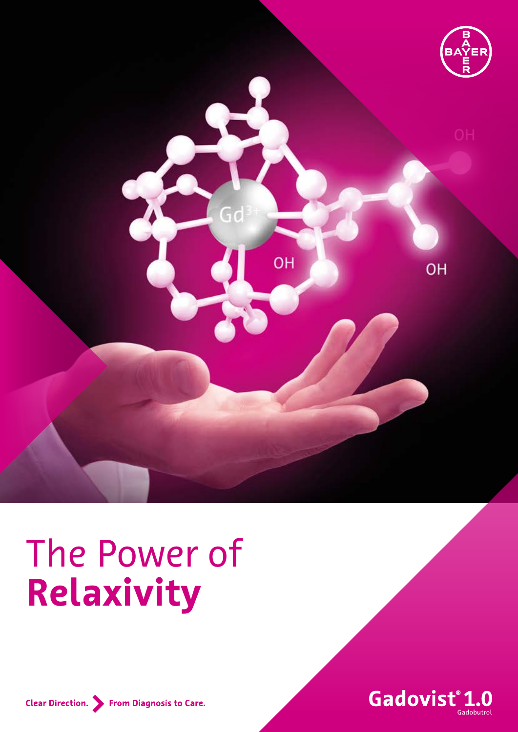# The Power of **Relaxivity**

Clear Direction. From Diagnosis to Care.

Gadovist® 1.0
Gadobutrol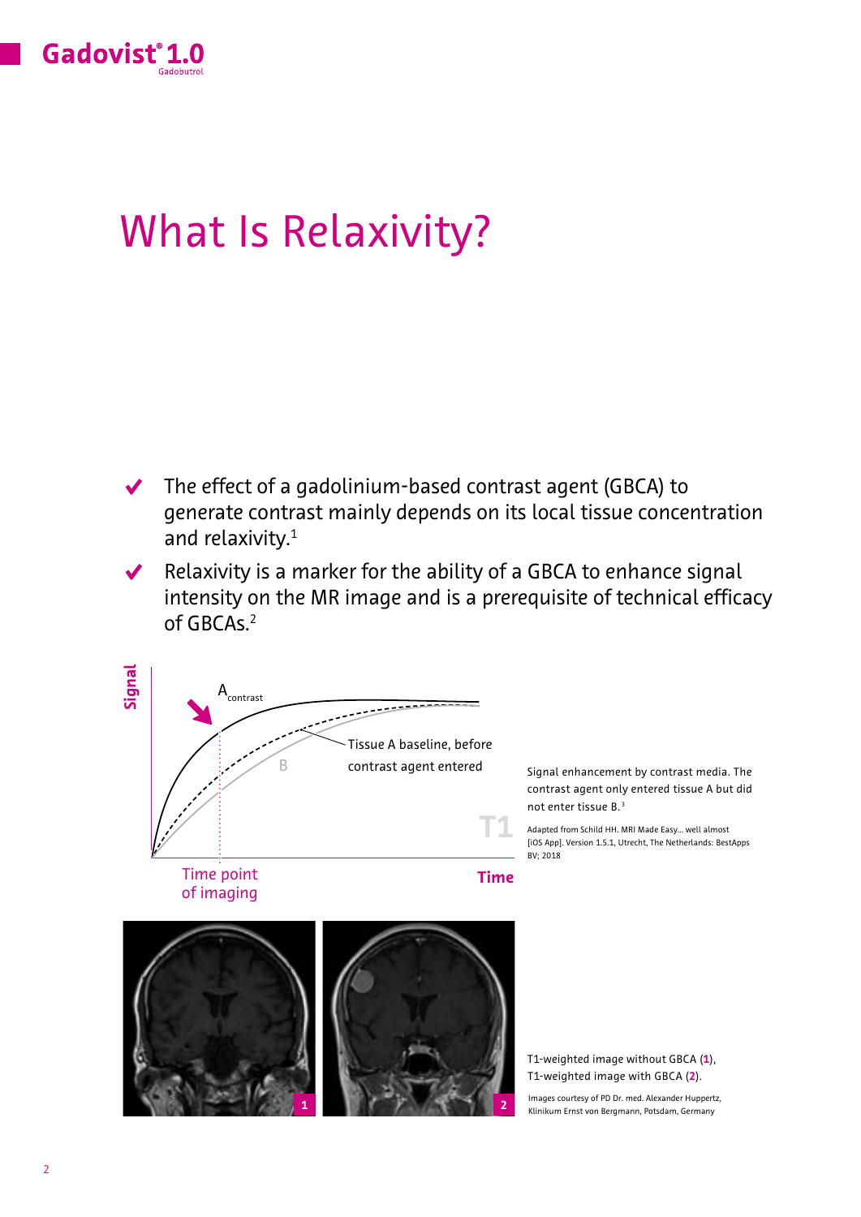# What Is Relaxivity?

- The effect of a gadolinium-based contrast agent (GBCA) to generate contrast mainly depends on its local tissue concentration and relaxivity.[1]
- Relaxivity is a marker for the ability of a GBCA to enhance signal intensity on the MR image and is a prerequisite of technical efficacy of GBCAs.[2]

Signal enhancement by contrast media. The contrast agent only entered tissue A but did not enter tissue B.[3]

Adapted from Schild HH. MRI Made Easy... well almost [iOS App]. Version 1.5.1, Utrecht, The Netherlands: BestApps BV; 2018

T1-weighted image without GBCA (**1**), T1-weighted image with GBCA (**2**).

Images courtesy of PD Dr. med. Alexander Huppertz, Klinikum Ernst von Bergmann, Potsdam, Germany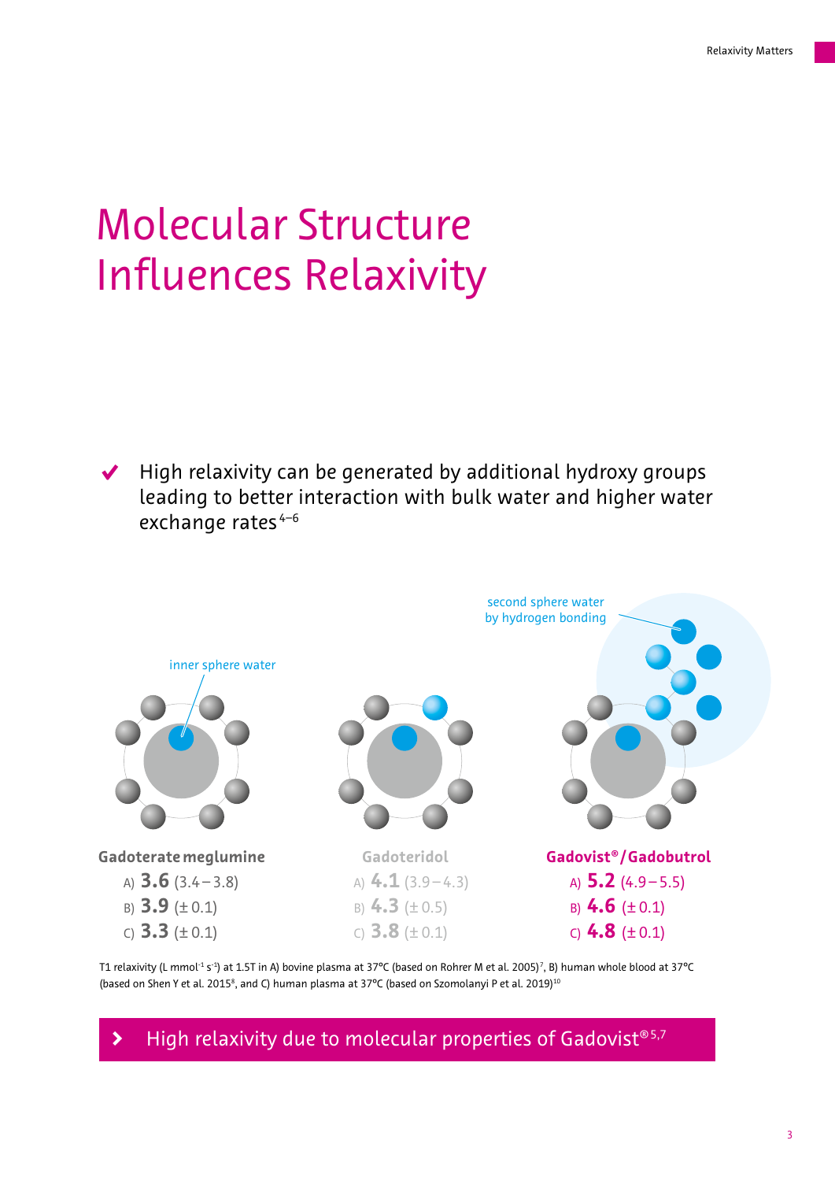# Molecular Structure Influences Relaxivity

✔ High relaxivity can be generated by additional hydroxy groups leading to better interaction with bulk water and higher water exchange rates[4–6]

second sphere water by hydrogen bonding

inner sphere water

**Gadoterate meglumine**

A) **3.6** (3.4 – 3.8)
B) **3.9** (± 0.1)
C) **3.3** (± 0.1)

**Gadoteridol**

A) **4.1** (3.9 – 4.3)
B) **4.3** (± 0.5)
C) **3.8** (± 0.1)

**Gadovist®/Gadobutrol**

A) **5.2** (4.9 – 5.5)
B) **4.6** (± 0.1)
C) **4.8** (± 0.1)

T1 relaxivity (L mmol$^{-1}$ s$^{-1}$) at 1.5T in A) bovine plasma at 37°C (based on Rohrer M et al. 2005)[7], B) human whole blood at 37°C (based on Shen Y et al. 2015[8], and C) human plasma at 37°C (based on Szomolanyi P et al. 2019)[10]

› High relaxivity due to molecular properties of Gadovist®[5,7]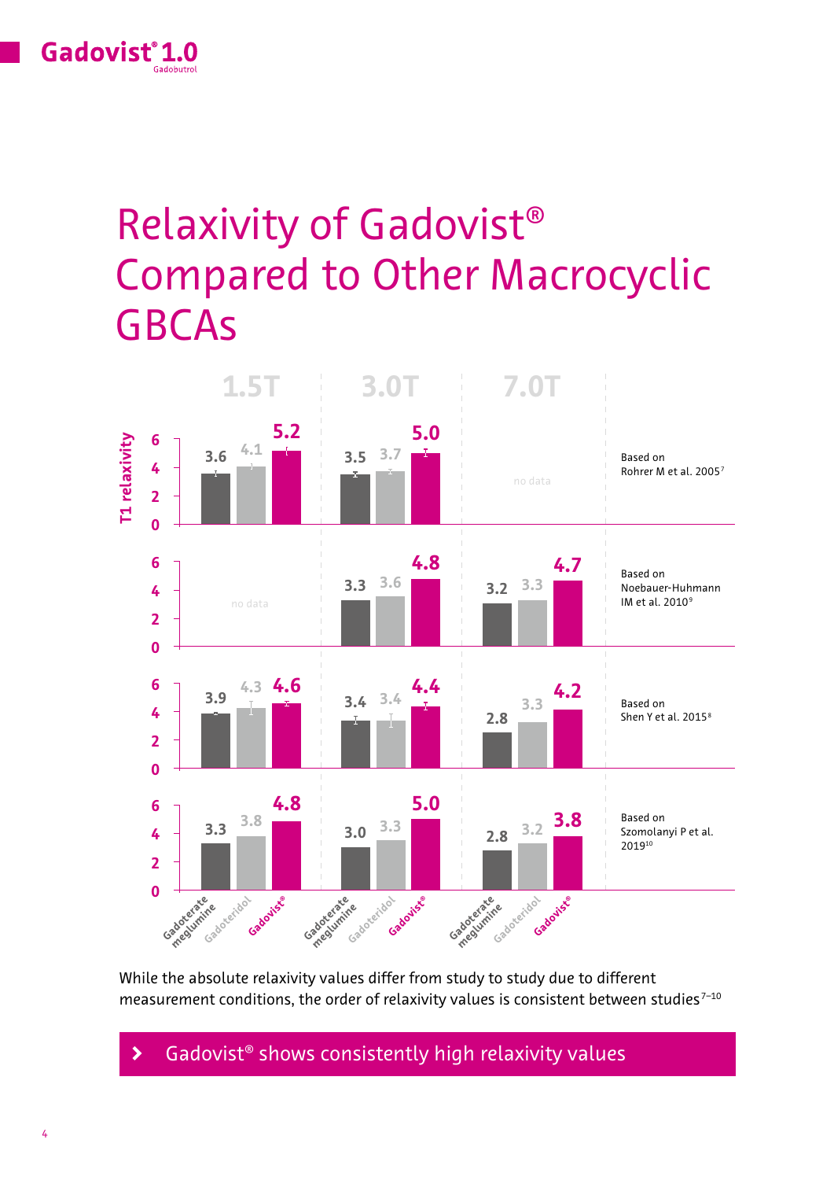# Relaxivity of Gadovist® Compared to Other Macrocyclic GBCAs

T1 relaxivity

| Study | Field strength | Gadoterate meglumine | Gadoteridol | Gadovist® |
|---|---|---|---|---|
| Based on Rohrer M et al. 2005[7] | 1.5T | 3.6 | 4.1 | 5.2 |
| | 3.0T | 3.5 | 3.7 | 5.0 |
| | 7.0T | no data | no data | no data |
| Based on Noebauer-Huhmann IM et al. 2010[9] | 1.5T | no data | no data | no data |
| | 3.0T | 3.3 | 3.6 | 4.8 |
| | 7.0T | 3.2 | 3.3 | 4.7 |
| Based on Shen Y et al. 2015[8] | 1.5T | 3.9 | 4.3 | 4.6 |
| | 3.0T | 3.4 | 3.4 | 4.4 |
| | 7.0T | 2.8 | 3.3 | 4.2 |
| Based on Szomolanyi P et al. 2019[10] | 1.5T | 3.3 | 3.8 | 4.8 |
| | 3.0T | 3.0 | 3.3 | 5.0 |
| | 7.0T | 2.8 | 3.2 | 3.8 |

While the absolute relaxivity values differ from study to study due to different measurement conditions, the order of relaxivity values is consistent between studies[7–10]

› Gadovist® shows consistently high relaxivity values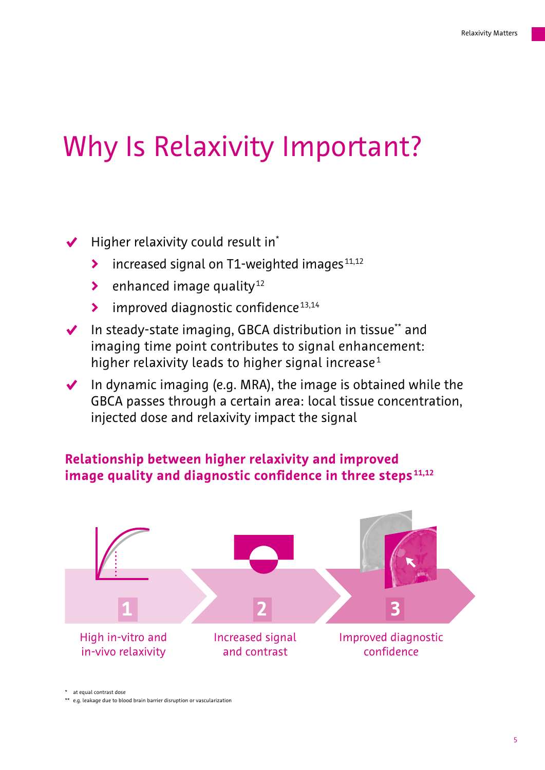# Why Is Relaxivity Important?

- Higher relaxivity could result in*
  - increased signal on T1-weighted images[11,12]
  - enhanced image quality[12]
  - improved diagnostic confidence[13,14]
- In steady-state imaging, GBCA distribution in tissue** and imaging time point contributes to signal enhancement: higher relaxivity leads to higher signal increase[1]
- In dynamic imaging (e.g. MRA), the image is obtained while the GBCA passes through a certain area: local tissue concentration, injected dose and relaxivity impact the signal

### Relationship between higher relaxivity and improved image quality and diagnostic confidence in three steps[11,12]

1. High in-vitro and in-vivo relaxivity
2. Increased signal and contrast
3. Improved diagnostic confidence

\* at equal contrast dose

\*\* e.g. leakage due to blood brain barrier disruption or vascularization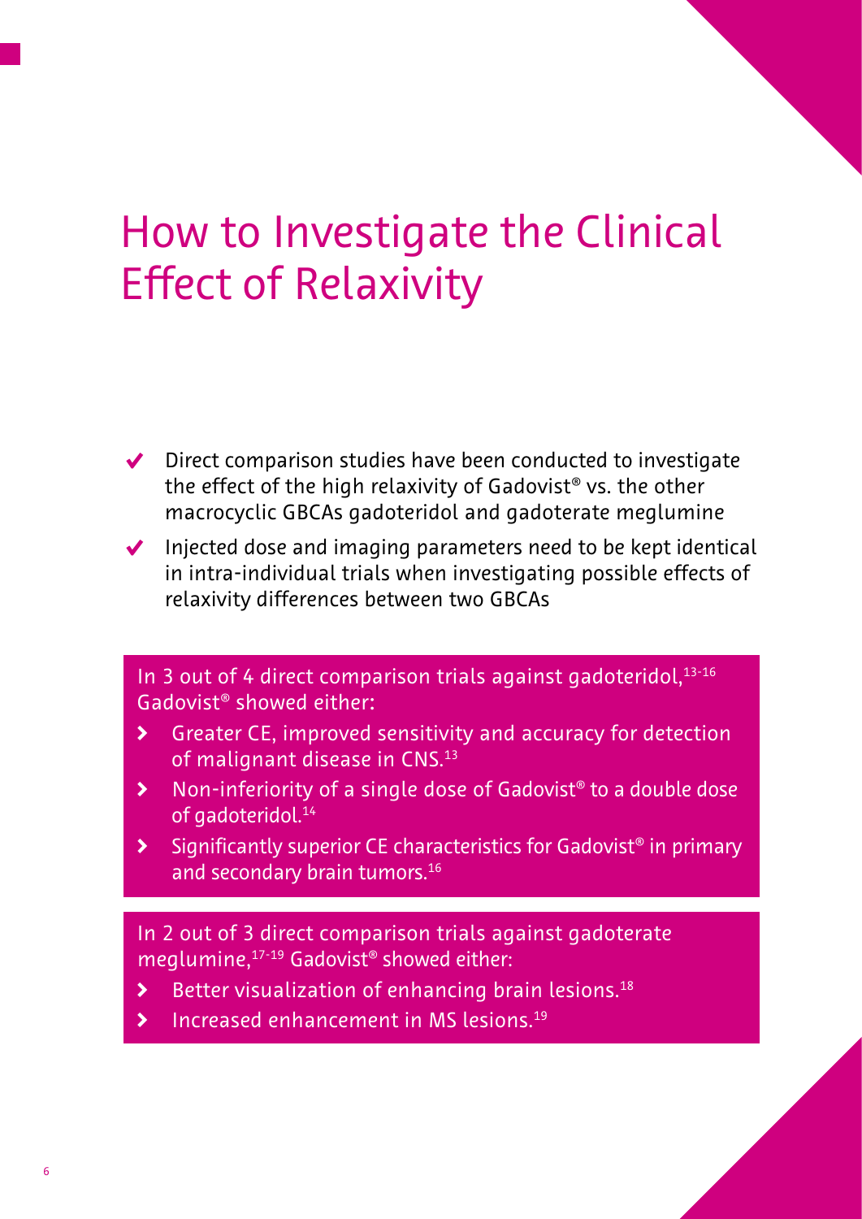# How to Investigate the Clinical Effect of Relaxivity

- ✔ Direct comparison studies have been conducted to investigate the effect of the high relaxivity of Gadovist® vs. the other macrocyclic GBCAs gadoteridol and gadoterate meglumine
- ✔ Injected dose and imaging parameters need to be kept identical in intra-individual trials when investigating possible effects of relaxivity differences between two GBCAs

In 3 out of 4 direct comparison trials against gadoteridol,[13-16] Gadovist® showed either:

- Greater CE, improved sensitivity and accuracy for detection of malignant disease in CNS.[13]
- Non-inferiority of a single dose of Gadovist® to a double dose of gadoteridol.[14]
- Significantly superior CE characteristics for Gadovist® in primary and secondary brain tumors.[16]

In 2 out of 3 direct comparison trials against gadoterate meglumine,[17-19] Gadovist® showed either:

- Better visualization of enhancing brain lesions.[18]
- Increased enhancement in MS lesions.[19]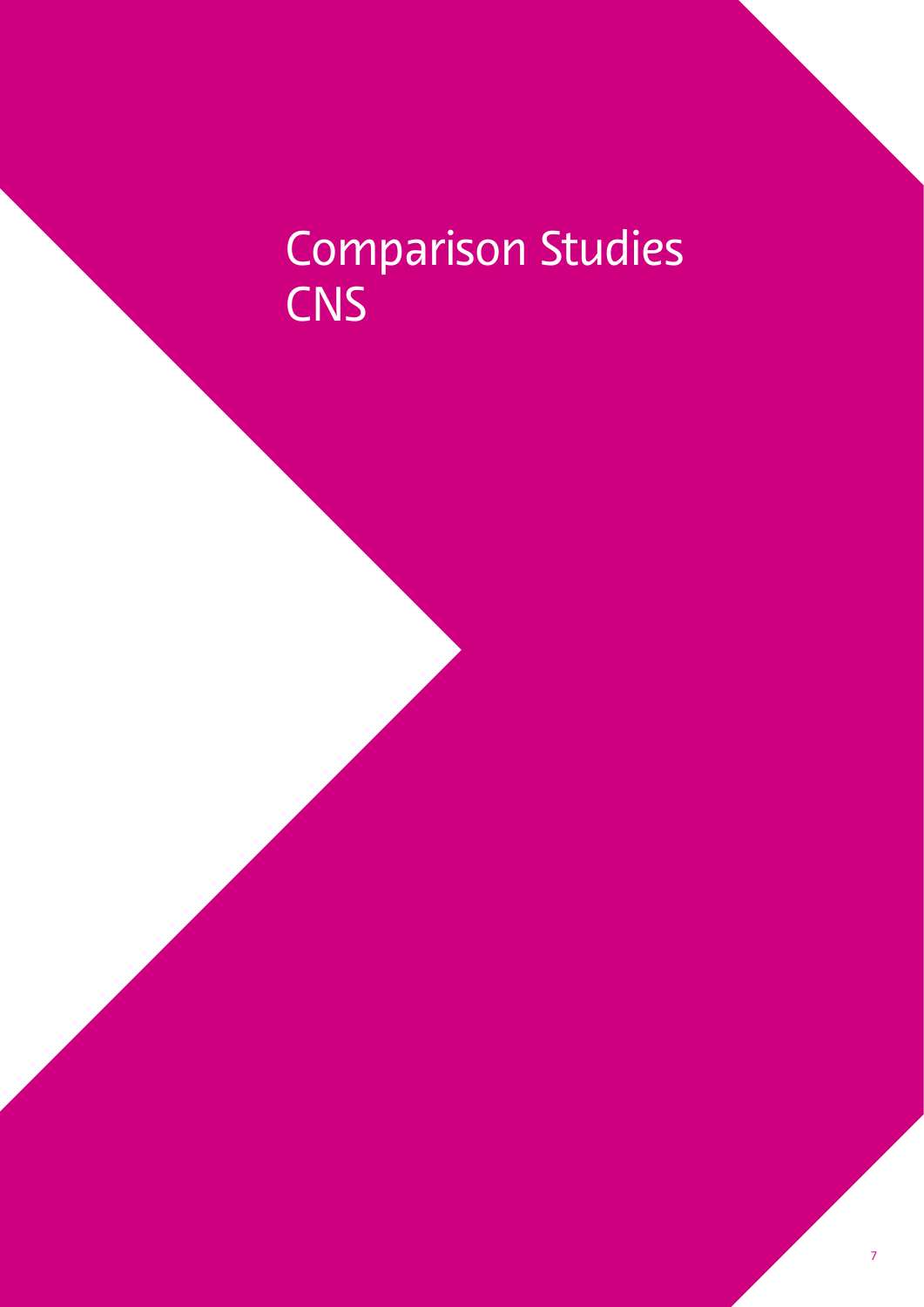# Comparison Studies CNS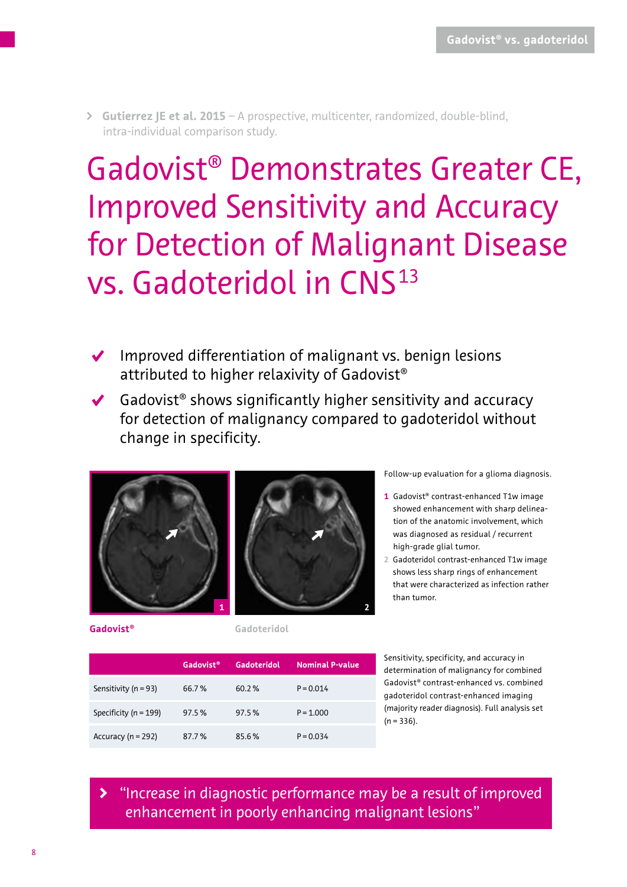Gutierrez JE et al. 2015 – A prospective, multicenter, randomized, double-blind, intra-individual comparison study.

# Gadovist® Demonstrates Greater CE, Improved Sensitivity and Accuracy for Detection of Malignant Disease vs. Gadoteridol in CNS[13]

- Improved differentiation of malignant vs. benign lesions attributed to higher relaxivity of Gadovist®
- Gadovist® shows significantly higher sensitivity and accuracy for detection of malignancy compared to gadoteridol without change in specificity.

Gadovist® | Gadoteridol

Follow-up evaluation for a glioma diagnosis.

1 Gadovist® contrast-enhanced T1w image showed enhancement with sharp delineation of the anatomic involvement, which was diagnosed as residual / recurrent high-grade glial tumor.

2 Gadoteridol contrast-enhanced T1w image shows less sharp rings of enhancement that were characterized as infection rather than tumor.

| | Gadovist® | Gadoteridol | Nominal P-value |
|---|---|---|---|
| Sensitivity (n = 93) | 66.7 % | 60.2 % | P = 0.014 |
| Specificity (n = 199) | 97.5 % | 97.5 % | P = 1.000 |
| Accuracy (n = 292) | 87.7 % | 85.6 % | P = 0.034 |

Sensitivity, specificity, and accuracy in determination of malignancy for combined Gadovist® contrast-enhanced vs. combined gadoteridol contrast-enhanced imaging (majority reader diagnosis). Full analysis set (n = 336).

> "Increase in diagnostic performance may be a result of improved enhancement in poorly enhancing malignant lesions"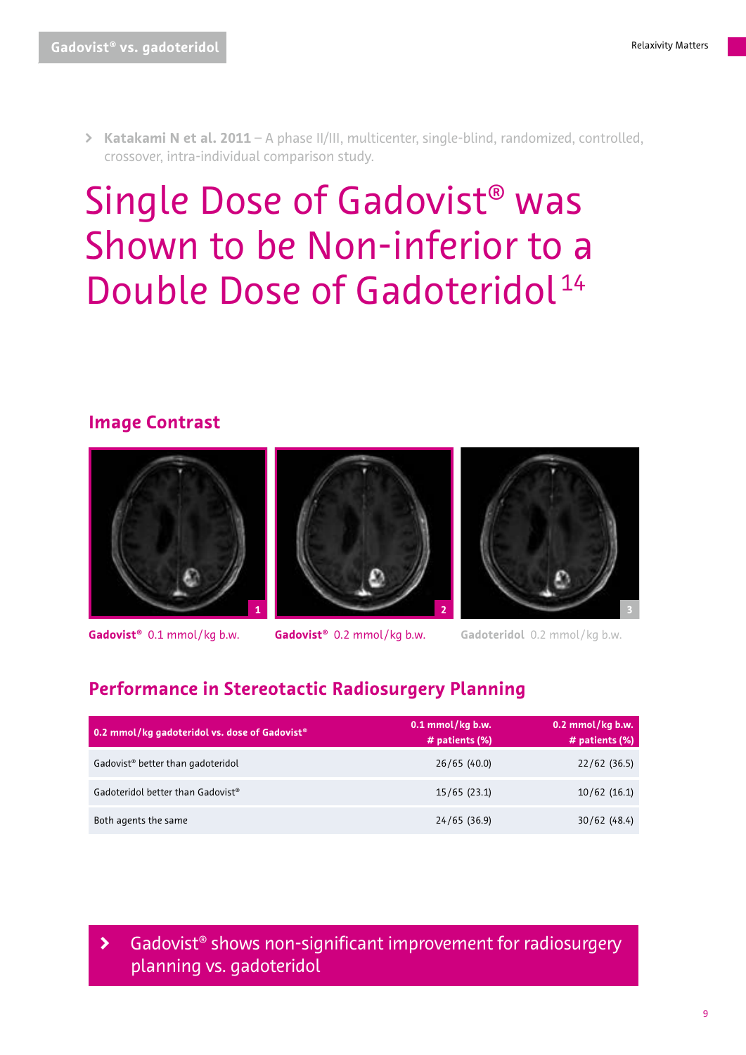> **Katakami N et al. 2011** – A phase II/III, multicenter, single-blind, randomized, controlled, crossover, intra-individual comparison study.

# Single Dose of Gadovist® was Shown to be Non-inferior to a Double Dose of Gadoteridol[14]

## Image Contrast

**Gadovist®** 0.1 mmol/kg b.w.

**Gadovist®** 0.2 mmol/kg b.w.

**Gadoteridol** 0.2 mmol/kg b.w.

## Performance in Stereotactic Radiosurgery Planning

| 0.2 mmol/kg gadoteridol vs. dose of Gadovist® | 0.1 mmol/kg b.w. # patients (%) | 0.2 mmol/kg b.w. # patients (%) |
|---|---|---|
| Gadovist® better than gadoteridol | 26/65 (40.0) | 22/62 (36.5) |
| Gadoteridol better than Gadovist® | 15/65 (23.1) | 10/62 (16.1) |
| Both agents the same | 24/65 (36.9) | 30/62 (48.4) |

> Gadovist® shows non-significant improvement for radiosurgery planning vs. gadoteridol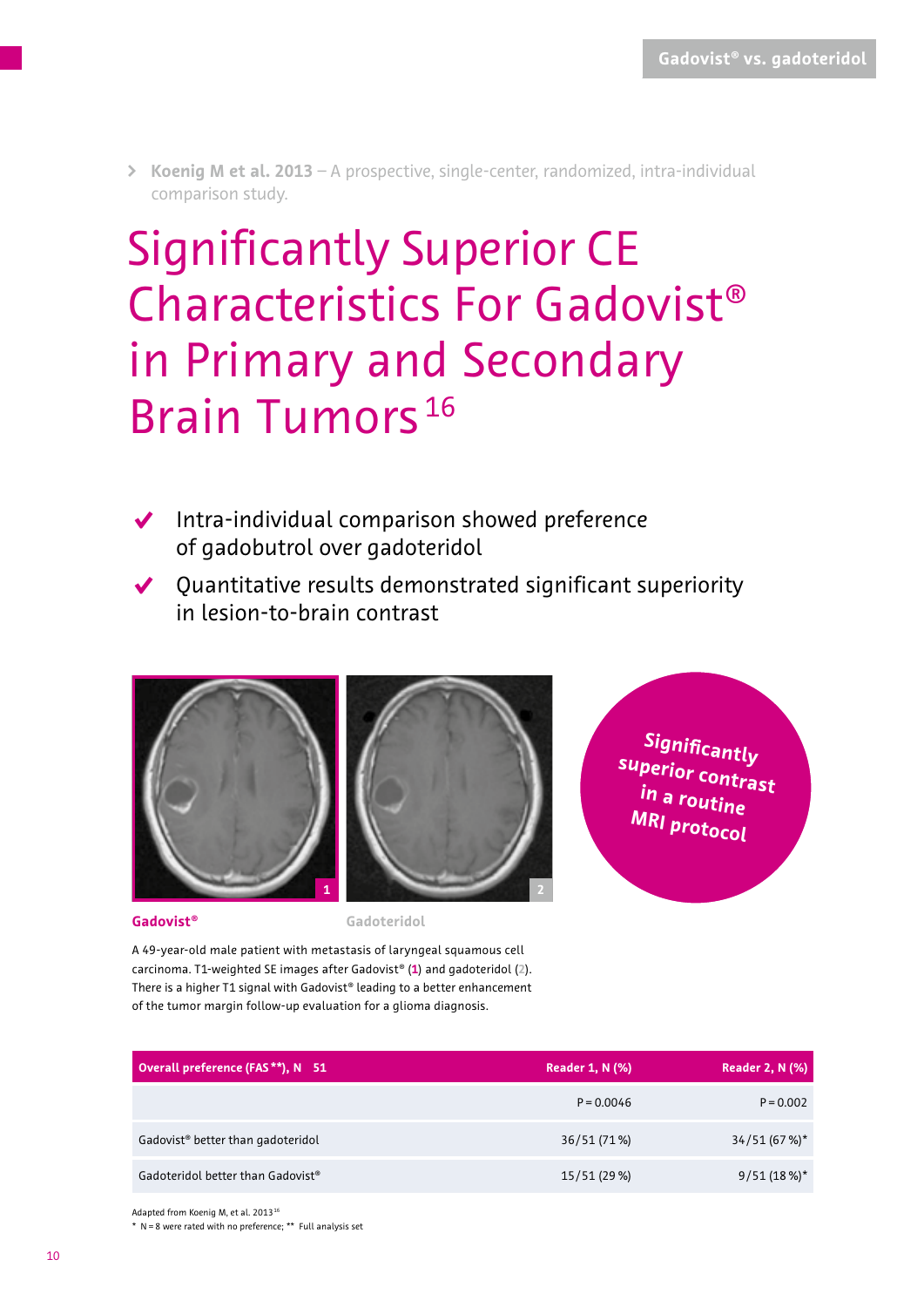> **Koenig M et al. 2013** – A prospective, single-center, randomized, intra-individual comparison study.

# Significantly Superior CE Characteristics For Gadovist® in Primary and Secondary Brain Tumors[16]

- ✔ Intra-individual comparison showed preference of gadobutrol over gadoteridol
- ✔ Quantitative results demonstrated significant superiority in lesion-to-brain contrast

**Gadovist®** (1) — Gadoteridol (2)

**Significantly superior contrast in a routine MRI protocol**

A 49-year-old male patient with metastasis of laryngeal squamous cell carcinoma. T1-weighted SE images after Gadovist® (**1**) and gadoteridol (**2**). There is a higher T1 signal with Gadovist® leading to a better enhancement of the tumor margin follow-up evaluation for a glioma diagnosis.

| Overall preference (FAS **), N 51 | Reader 1, N (%) | Reader 2, N (%) |
|---|---|---|
| | P = 0.0046 | P = 0.002 |
| Gadovist® better than gadoteridol | 36/51 (71 %) | 34/51 (67 %)* |
| Gadoteridol better than Gadovist® | 15/51 (29 %) | 9/51 (18 %)* |

Adapted from Koenig M, et al. 2013[16]
* N = 8 were rated with no preference; ** Full analysis set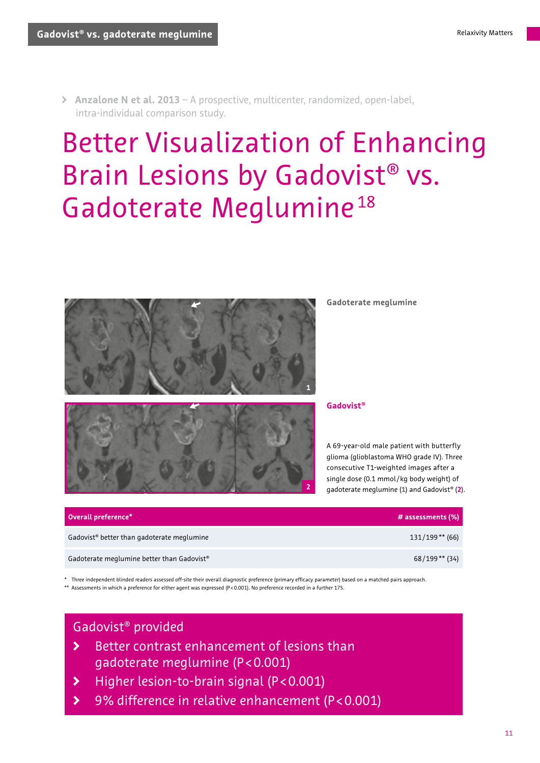› **Anzalone N et al. 2013** – A prospective, multicenter, randomized, open-label, intra-individual comparison study.

# Better Visualization of Enhancing Brain Lesions by Gadovist® vs. Gadoterate Meglumine[18]

**Gadoterate meglumine**

**Gadovist®**

A 69-year-old male patient with butterfly glioma (glioblastoma WHO grade IV). Three consecutive T1-weighted images after a single dose (0.1 mmol/kg body weight) of gadoterate meglumine (1) and Gadovist® (**2**).

| Overall preference* | # assessments (%) |
|---|---|
| Gadovist® better than gadoterate meglumine | 131/199** (66) |
| Gadoterate meglumine better than Gadovist® | 68/199** (34) |

\* Three independent blinded readers assessed off-site their overall diagnostic preference (primary efficacy parameter) based on a matched pairs approach.
\** Assessments in which a preference for either agent was expressed ($P<0.001$). No preference recorded in a further 175.

**Gadovist® provided**

- Better contrast enhancement of lesions than gadoterate meglumine ($P<0.001$)
- Higher lesion-to-brain signal ($P<0.001$)
- 9% difference in relative enhancement ($P<0.001$)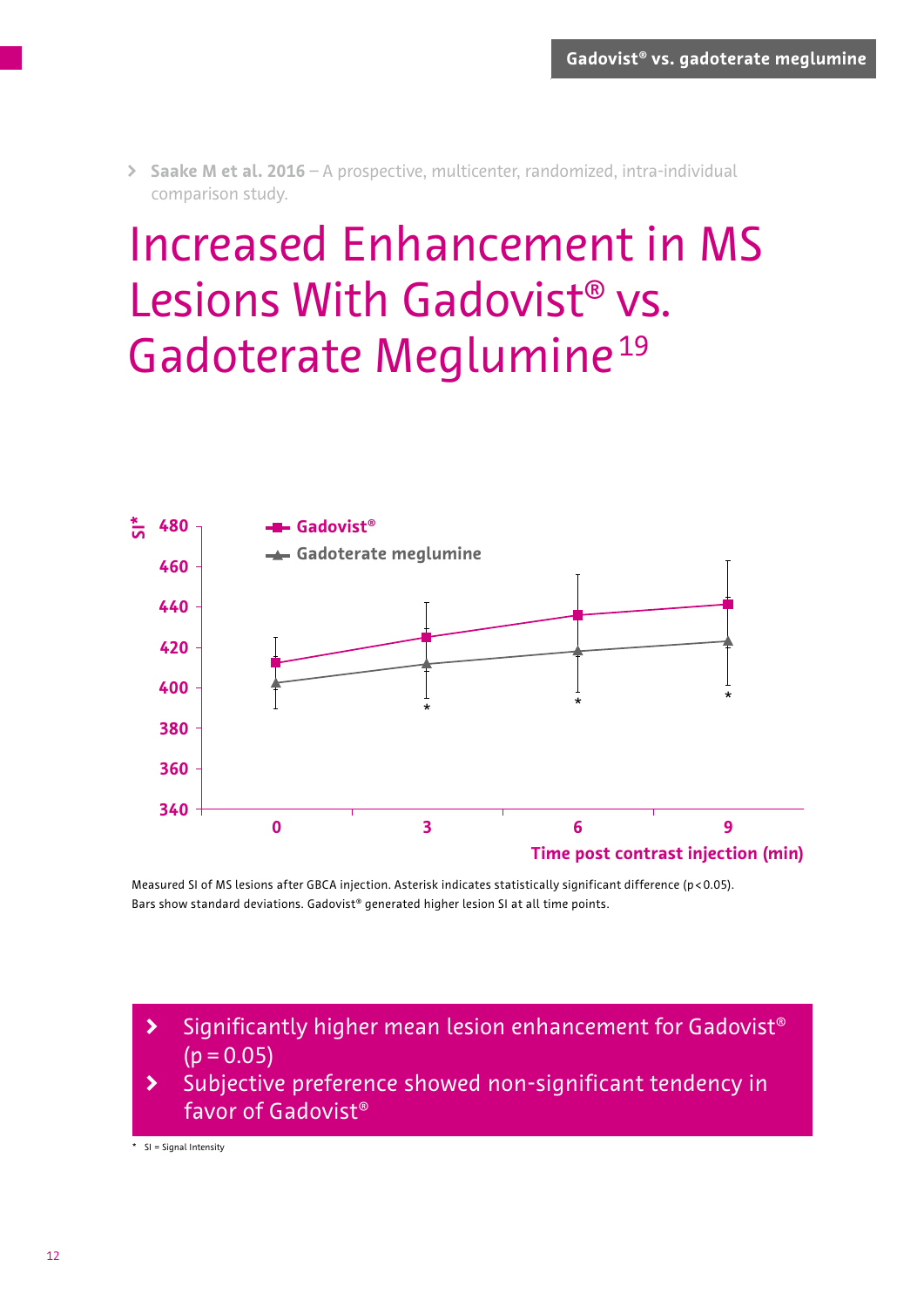> **Saake M et al. 2016** – A prospective, multicenter, randomized, intra-individual comparison study.

# Increased Enhancement in MS Lesions With Gadovist® vs. Gadoterate Meglumine[19]

Measured SI of MS lesions after GBCA injection. Asterisk indicates statistically significant difference ($p < 0.05$). Bars show standard deviations. Gadovist® generated higher lesion SI at all time points.

- Significantly higher mean lesion enhancement for Gadovist® ($p = 0.05$)
- Subjective preference showed non-significant tendency in favor of Gadovist®

\* SI = Signal Intensity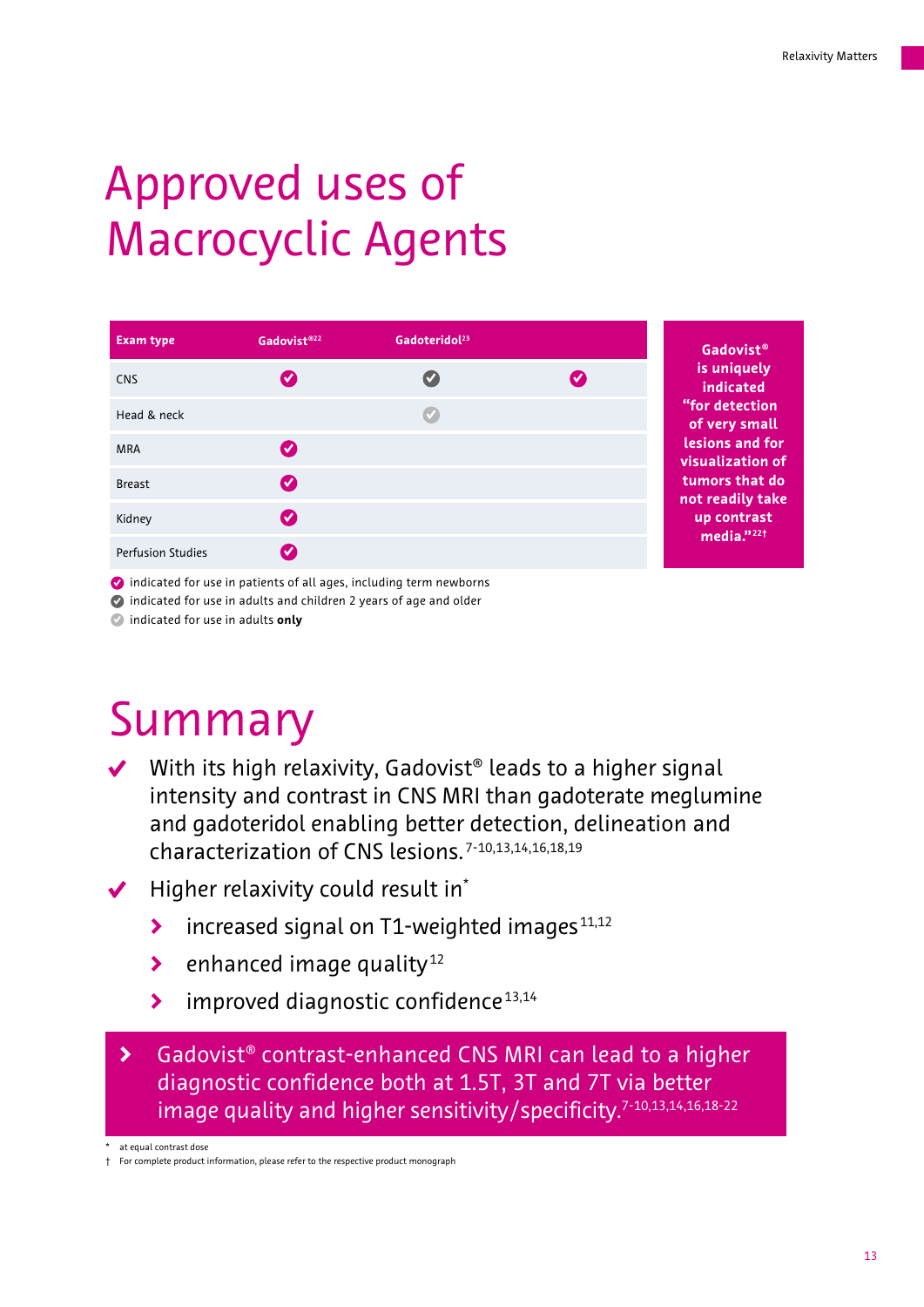# Approved uses of Macrocyclic Agents

| Exam type | Gadovist®[22] | Gadoteridol[23] | |
|---|---|---|---|
| CNS | ✔ (all ages) | ✔ (2 years and older) | ✔ (all ages) |
| Head & neck | | ✔ (adults only) | |
| MRA | ✔ (all ages) | | |
| Breast | ✔ (all ages) | | |
| Kidney | ✔ (all ages) | | |
| Perfusion Studies | ✔ (all ages) | | |

- ✔ (all ages) indicated for use in patients of all ages, including term newborns
- ✔ (2 years and older) indicated for use in adults and children 2 years of age and older
- ✔ (adults only) indicated for use in adults **only**

**Gadovist® is uniquely indicated "for detection of very small lesions and for visualization of tumors that do not readily take up contrast media."[22]†**

# Summary

- ✔ With its high relaxivity, Gadovist® leads to a higher signal intensity and contrast in CNS MRI than gadoterate meglumine and gadoteridol enabling better detection, delineation and characterization of CNS lesions.[7-10,13,14,16,18,19]
- ✔ Higher relaxivity could result in*
  - › increased signal on T1-weighted images[11,12]
  - › enhanced image quality[12]
  - › improved diagnostic confidence[13,14]

› Gadovist® contrast-enhanced CNS MRI can lead to a higher diagnostic confidence both at 1.5T, 3T and 7T via better image quality and higher sensitivity/specificity.[7-10,13,14,16,18-22]

\* at equal contrast dose

† For complete product information, please refer to the respective product monograph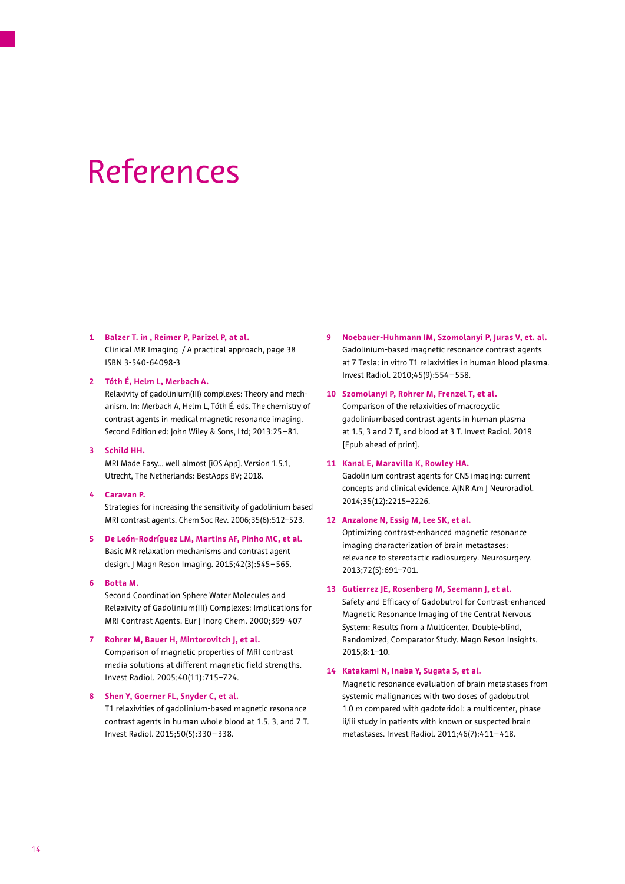# References

1. **Balzer T. in , Reimer P, Parizel P, at al.**
   Clinical MR Imaging / A practical approach, page 38
   ISBN 3-540-64098-3

2. **Tóth É, Helm L, Merbach A.**
   Relaxivity of gadolinium(III) complexes: Theory and mechanism. In: Merbach A, Helm L, Tóth É, eds. The chemistry of contrast agents in medical magnetic resonance imaging. Second Edition ed: John Wiley & Sons, Ltd; 2013:25–81.

3. **Schild HH.**
   MRI Made Easy... well almost [iOS App]. Version 1.5.1, Utrecht, The Netherlands: BestApps BV; 2018.

4. **Caravan P.**
   Strategies for increasing the sensitivity of gadolinium based MRI contrast agents. Chem Soc Rev. 2006;35(6):512–523.

5. **De León-Rodríguez LM, Martins AF, Pinho MC, et al.**
   Basic MR relaxation mechanisms and contrast agent design. J Magn Reson Imaging. 2015;42(3):545–565.

6. **Botta M.**
   Second Coordination Sphere Water Molecules and Relaxivity of Gadolinium(III) Complexes: Implications for MRI Contrast Agents. Eur J Inorg Chem. 2000;399-407

7. **Rohrer M, Bauer H, Mintorovitch J, et al.**
   Comparison of magnetic properties of MRI contrast media solutions at different magnetic field strengths. Invest Radiol. 2005;40(11):715–724.

8. **Shen Y, Goerner FL, Snyder C, et al.**
   T1 relaxivities of gadolinium-based magnetic resonance contrast agents in human whole blood at 1.5, 3, and 7 T. Invest Radiol. 2015;50(5):330–338.

9. **Noebauer-Huhmann IM, Szomolanyi P, Juras V, et. al.**
   Gadolinium-based magnetic resonance contrast agents at 7 Tesla: in vitro T1 relaxivities in human blood plasma. Invest Radiol. 2010;45(9):554–558.

10. **Szomolanyi P, Rohrer M, Frenzel T, et al.**
    Comparison of the relaxivities of macrocyclic gadoliniumbased contrast agents in human plasma at 1.5, 3 and 7 T, and blood at 3 T. Invest Radiol. 2019 [Epub ahead of print].

11. **Kanal E, Maravilla K, Rowley HA.**
    Gadolinium contrast agents for CNS imaging: current concepts and clinical evidence. AJNR Am J Neuroradiol. 2014;35(12):2215–2226.

12. **Anzalone N, Essig M, Lee SK, et al.**
    Optimizing contrast-enhanced magnetic resonance imaging characterization of brain metastases: relevance to stereotactic radiosurgery. Neurosurgery. 2013;72(5):691–701.

13. **Gutierrez JE, Rosenberg M, Seemann J, et al.**
    Safety and Efficacy of Gadobutrol for Contrast-enhanced Magnetic Resonance Imaging of the Central Nervous System: Results from a Multicenter, Double-blind, Randomized, Comparator Study. Magn Reson Insights. 2015;8:1–10.

14. **Katakami N, Inaba Y, Sugata S, et al.**
    Magnetic resonance evaluation of brain metastases from systemic malignances with two doses of gadobutrol 1.0 m compared with gadoteridol: a multicenter, phase ii/iii study in patients with known or suspected brain metastases. Invest Radiol. 2011;46(7):411–418.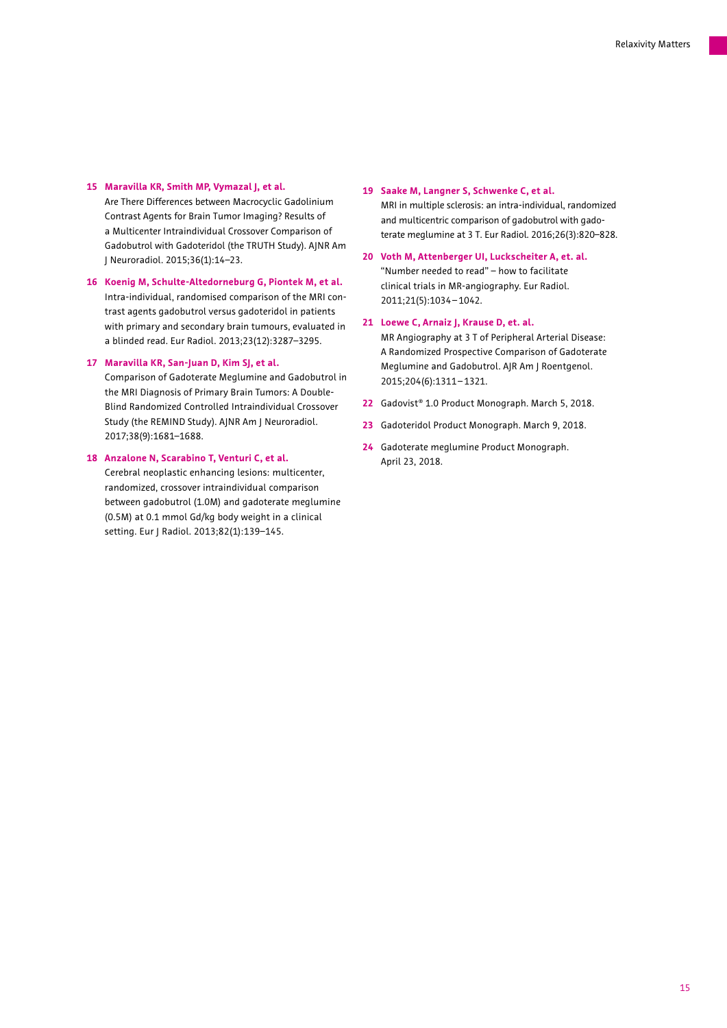15 **Maravilla KR, Smith MP, Vymazal J, et al.**
Are There Differences between Macrocyclic Gadolinium Contrast Agents for Brain Tumor Imaging? Results of a Multicenter Intraindividual Crossover Comparison of Gadobutrol with Gadoteridol (the TRUTH Study). AJNR Am J Neuroradiol. 2015;36(1):14–23.

16 **Koenig M, Schulte-Altedorneburg G, Piontek M, et al.**
Intra-individual, randomised comparison of the MRI contrast agents gadobutrol versus gadoteridol in patients with primary and secondary brain tumours, evaluated in a blinded read. Eur Radiol. 2013;23(12):3287–3295.

17 **Maravilla KR, San-Juan D, Kim SJ, et al.**
Comparison of Gadoterate Meglumine and Gadobutrol in the MRI Diagnosis of Primary Brain Tumors: A Double-Blind Randomized Controlled Intraindividual Crossover Study (the REMIND Study). AJNR Am J Neuroradiol. 2017;38(9):1681–1688.

18 **Anzalone N, Scarabino T, Venturi C, et al.**
Cerebral neoplastic enhancing lesions: multicenter, randomized, crossover intraindividual comparison between gadobutrol (1.0M) and gadoterate meglumine (0.5M) at 0.1 mmol Gd/kg body weight in a clinical setting. Eur J Radiol. 2013;82(1):139–145.

19 **Saake M, Langner S, Schwenke C, et al.**
MRI in multiple sclerosis: an intra-individual, randomized and multicentric comparison of gadobutrol with gadoterate meglumine at 3 T. Eur Radiol. 2016;26(3):820–828.

20 **Voth M, Attenberger UI, Luckscheiter A, et. al.**
"Number needed to read" – how to facilitate clinical trials in MR-angiography. Eur Radiol. 2011;21(5):1034–1042.

21 **Loewe C, Arnaiz J, Krause D, et. al.**
MR Angiography at 3 T of Peripheral Arterial Disease: A Randomized Prospective Comparison of Gadoterate Meglumine and Gadobutrol. AJR Am J Roentgenol. 2015;204(6):1311–1321.

22 Gadovist® 1.0 Product Monograph. March 5, 2018.

23 Gadoteridol Product Monograph. March 9, 2018.

24 Gadoterate meglumine Product Monograph. April 23, 2018.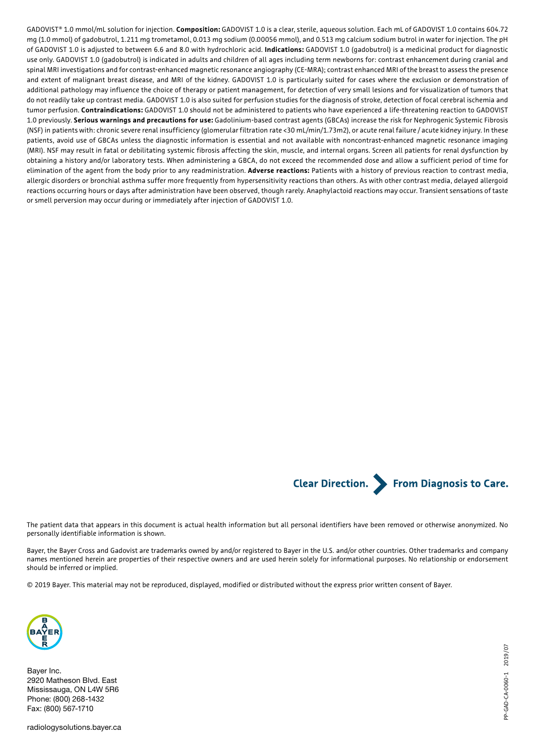GADOVIST® 1.0 mmol/mL solution for injection. **Composition:** GADOVIST 1.0 is a clear, sterile, aqueous solution. Each mL of GADOVIST 1.0 contains 604.72 mg (1.0 mmol) of gadobutrol, 1.211 mg trometamol, 0.013 mg sodium (0.00056 mmol), and 0.513 mg calcium sodium butrol in water for injection. The pH of GADOVIST 1.0 is adjusted to between 6.6 and 8.0 with hydrochloric acid. **Indications:** GADOVIST 1.0 (gadobutrol) is a medicinal product for diagnostic use only. GADOVIST 1.0 (gadobutrol) is indicated in adults and children of all ages including term newborns for: contrast enhancement during cranial and spinal MRI investigations and for contrast-enhanced magnetic resonance angiography (CE-MRA); contrast enhanced MRI of the breast to assess the presence and extent of malignant breast disease, and MRI of the kidney. GADOVIST 1.0 is particularly suited for cases where the exclusion or demonstration of additional pathology may influence the choice of therapy or patient management, for detection of very small lesions and for visualization of tumors that do not readily take up contrast media. GADOVIST 1.0 is also suited for perfusion studies for the diagnosis of stroke, detection of focal cerebral ischemia and tumor perfusion. **Contraindications:** GADOVIST 1.0 should not be administered to patients who have experienced a life-threatening reaction to GADOVIST 1.0 previously. **Serious warnings and precautions for use:** Gadolinium-based contrast agents (GBCAs) increase the risk for Nephrogenic Systemic Fibrosis (NSF) in patients with: chronic severe renal insufficiency (glomerular filtration rate <30 mL/min/1.73m2), or acute renal failure / acute kidney injury. In these patients, avoid use of GBCAs unless the diagnostic information is essential and not available with noncontrast-enhanced magnetic resonance imaging (MRI). NSF may result in fatal or debilitating systemic fibrosis affecting the skin, muscle, and internal organs. Screen all patients for renal dysfunction by obtaining a history and/or laboratory tests. When administering a GBCA, do not exceed the recommended dose and allow a sufficient period of time for elimination of the agent from the body prior to any readministration. **Adverse reactions:** Patients with a history of previous reaction to contrast media, allergic disorders or bronchial asthma suffer more frequently from hypersensitivity reactions than others. As with other contrast media, delayed allergoid reactions occurring hours or days after administration have been observed, though rarely. Anaphylactoid reactions may occur. Transient sensations of taste or smell perversion may occur during or immediately after injection of GADOVIST 1.0.

**Clear Direction. From Diagnosis to Care.**

The patient data that appears in this document is actual health information but all personal identifiers have been removed or otherwise anonymized. No personally identifiable information is shown.

Bayer, the Bayer Cross and Gadovist are trademarks owned by and/or registered to Bayer in the U.S. and/or other countries. Other trademarks and company names mentioned herein are properties of their respective owners and are used herein solely for informational purposes. No relationship or endorsement should be inferred or implied.

© 2019 Bayer. This material may not be reproduced, displayed, modified or distributed without the express prior written consent of Bayer.

Bayer Inc.
2920 Matheson Blvd. East
Mississauga, ON L4W 5R6
Phone: (800) 268-1432
Fax: (800) 567-1710

radiologysolutions.bayer.ca

PP-GAD-CA-0060-1 2019/07